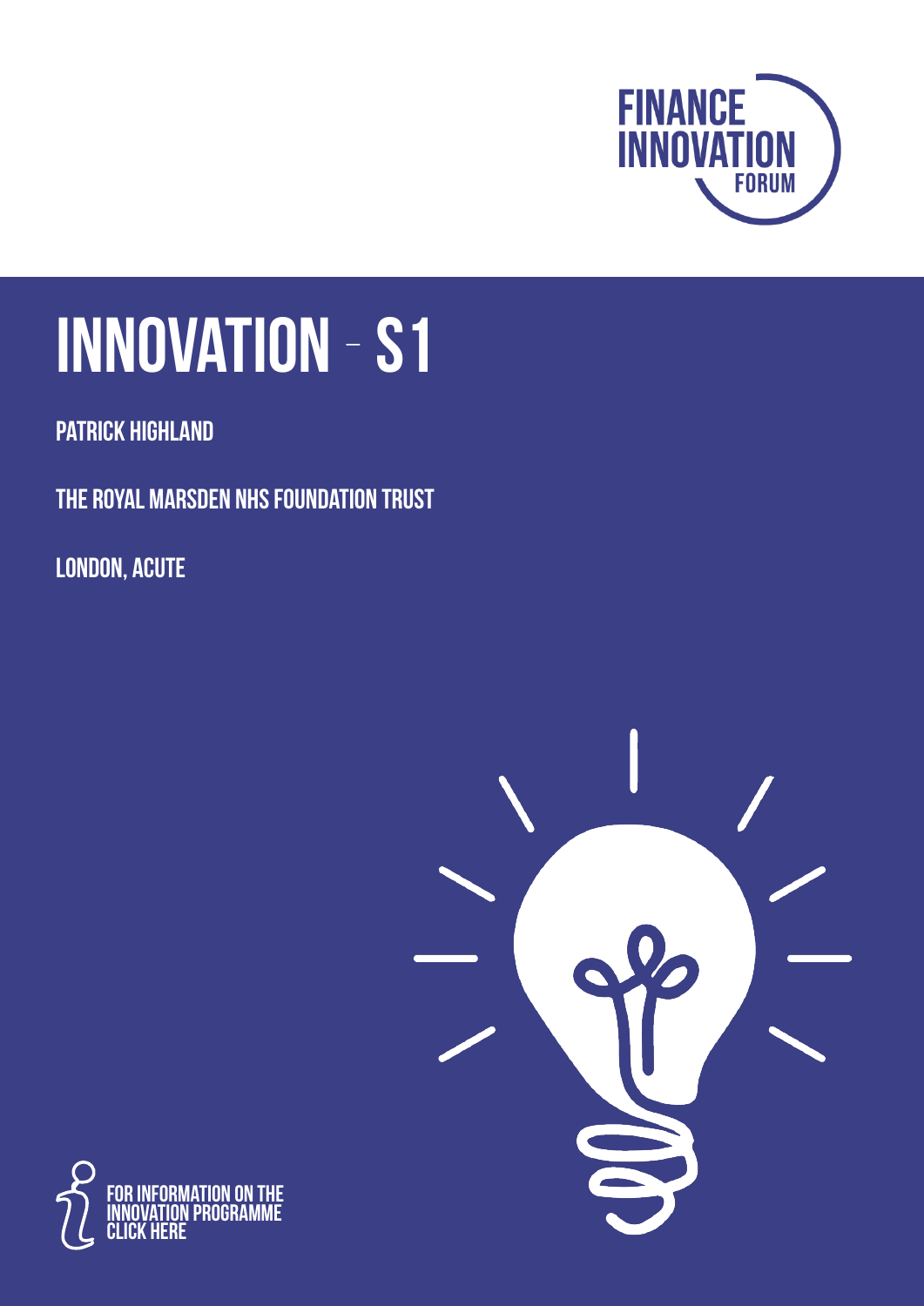FINANCE INNOVATION FORUM

# INNOVATION - S1

**PATRICK HIGHLAND**

**THE ROYAL MARSDEN NHS FOUNDATION TRUST**

**LONDON, ACUTE**

FOR INFORMATION ON THE INNOVATION PROGRAMME CLICK HERE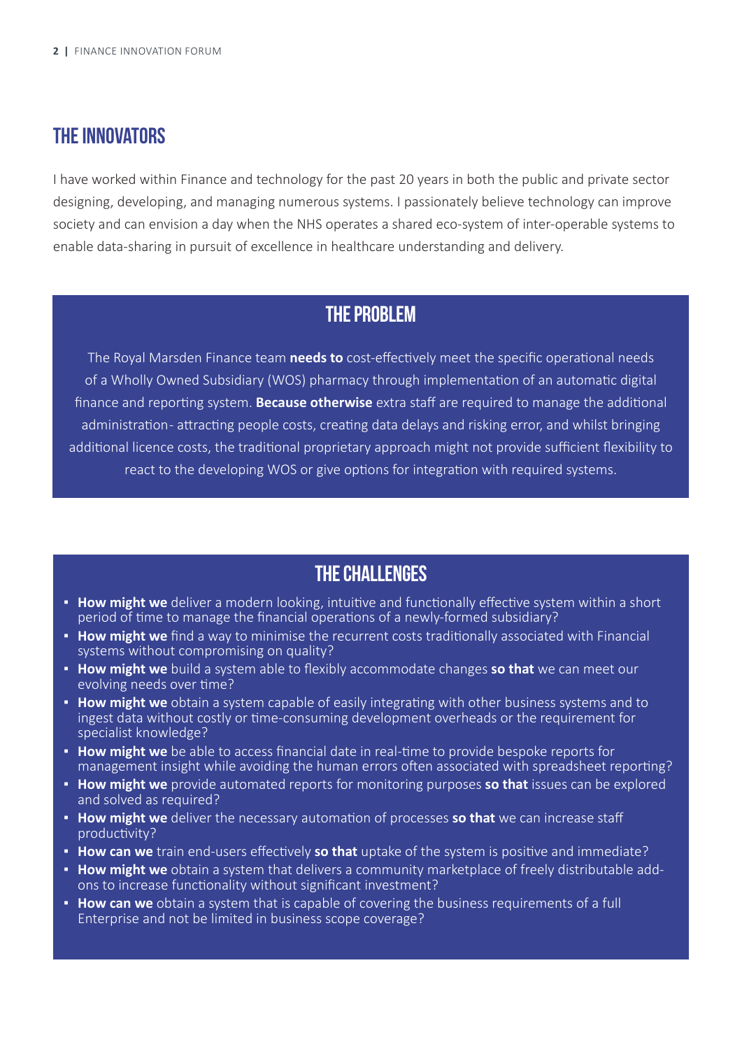## THE INNOVATORS

I have worked within Finance and technology for the past 20 years in both the public and private sector designing, developing, and managing numerous systems. I passionately believe technology can improve society and can envision a day when the NHS operates a shared eco-system of inter-operable systems to enable data-sharing in pursuit of excellence in healthcare understanding and delivery.

## THE PROBLEM

The Royal Marsden Finance team **needs to** cost-effectively meet the specific operational needs of a Wholly Owned Subsidiary (WOS) pharmacy through implementation of an automatic digital finance and reporting system. **Because otherwise** extra staff are required to manage the additional administration- attracting people costs, creating data delays and risking error, and whilst bringing additional licence costs, the traditional proprietary approach might not provide sufficient flexibility to react to the developing WOS or give options for integration with required systems.

## THE CHALLENGES

- **How might we** deliver a modern looking, intuitive and functionally effective system within a short period of time to manage the financial operations of a newly-formed subsidiary?
- **How might we** find a way to minimise the recurrent costs traditionally associated with Financial systems without compromising on quality?
- **How might we** build a system able to flexibly accommodate changes **so that** we can meet our evolving needs over time?
- **How might we** obtain a system capable of easily integrating with other business systems and to ingest data without costly or time-consuming development overheads or the requirement for specialist knowledge?
- **How might we** be able to access financial date in real-time to provide bespoke reports for management insight while avoiding the human errors often associated with spreadsheet reporting?
- **How might we** provide automated reports for monitoring purposes **so that** issues can be explored and solved as required?
- **How might we** deliver the necessary automation of processes **so that** we can increase staff productivity?
- **How can we** train end-users effectively **so that** uptake of the system is positive and immediate?
- **How might we** obtain a system that delivers a community marketplace of freely distributable add-ons to increase functionality without significant investment?
- **How can we** obtain a system that is capable of covering the business requirements of a full Enterprise and not be limited in business scope coverage?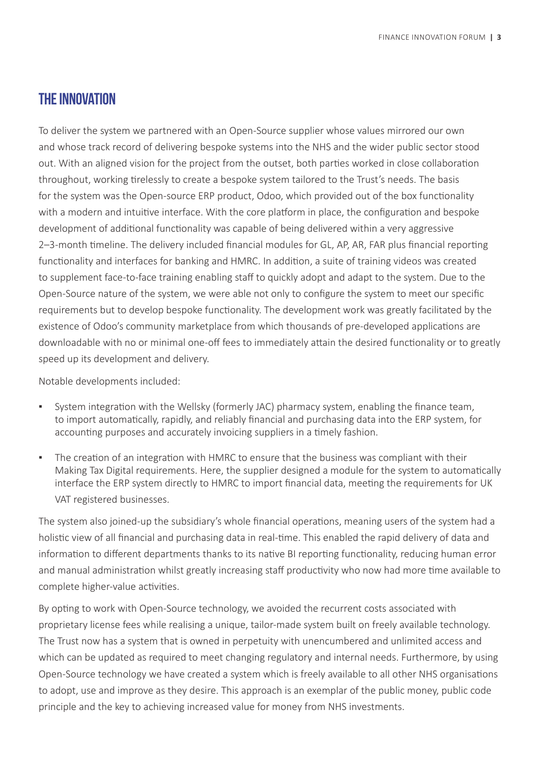## THE INNOVATION

To deliver the system we partnered with an Open-Source supplier whose values mirrored our own and whose track record of delivering bespoke systems into the NHS and the wider public sector stood out. With an aligned vision for the project from the outset, both parties worked in close collaboration throughout, working tirelessly to create a bespoke system tailored to the Trust's needs. The basis for the system was the Open-source ERP product, Odoo, which provided out of the box functionality with a modern and intuitive interface. With the core platform in place, the configuration and bespoke development of additional functionality was capable of being delivered within a very aggressive 2–3-month timeline. The delivery included financial modules for GL, AP, AR, FAR plus financial reporting functionality and interfaces for banking and HMRC. In addition, a suite of training videos was created to supplement face-to-face training enabling staff to quickly adopt and adapt to the system. Due to the Open-Source nature of the system, we were able not only to configure the system to meet our specific requirements but to develop bespoke functionality. The development work was greatly facilitated by the existence of Odoo's community marketplace from which thousands of pre-developed applications are downloadable with no or minimal one-off fees to immediately attain the desired functionality or to greatly speed up its development and delivery.

Notable developments included:

- System integration with the Wellsky (formerly JAC) pharmacy system, enabling the finance team, to import automatically, rapidly, and reliably financial and purchasing data into the ERP system, for accounting purposes and accurately invoicing suppliers in a timely fashion.
- The creation of an integration with HMRC to ensure that the business was compliant with their Making Tax Digital requirements. Here, the supplier designed a module for the system to automatically interface the ERP system directly to HMRC to import financial data, meeting the requirements for UK VAT registered businesses.

The system also joined-up the subsidiary's whole financial operations, meaning users of the system had a holistic view of all financial and purchasing data in real-time. This enabled the rapid delivery of data and information to different departments thanks to its native BI reporting functionality, reducing human error and manual administration whilst greatly increasing staff productivity who now had more time available to complete higher-value activities.

By opting to work with Open-Source technology, we avoided the recurrent costs associated with proprietary license fees while realising a unique, tailor-made system built on freely available technology. The Trust now has a system that is owned in perpetuity with unencumbered and unlimited access and which can be updated as required to meet changing regulatory and internal needs. Furthermore, by using Open-Source technology we have created a system which is freely available to all other NHS organisations to adopt, use and improve as they desire. This approach is an exemplar of the public money, public code principle and the key to achieving increased value for money from NHS investments.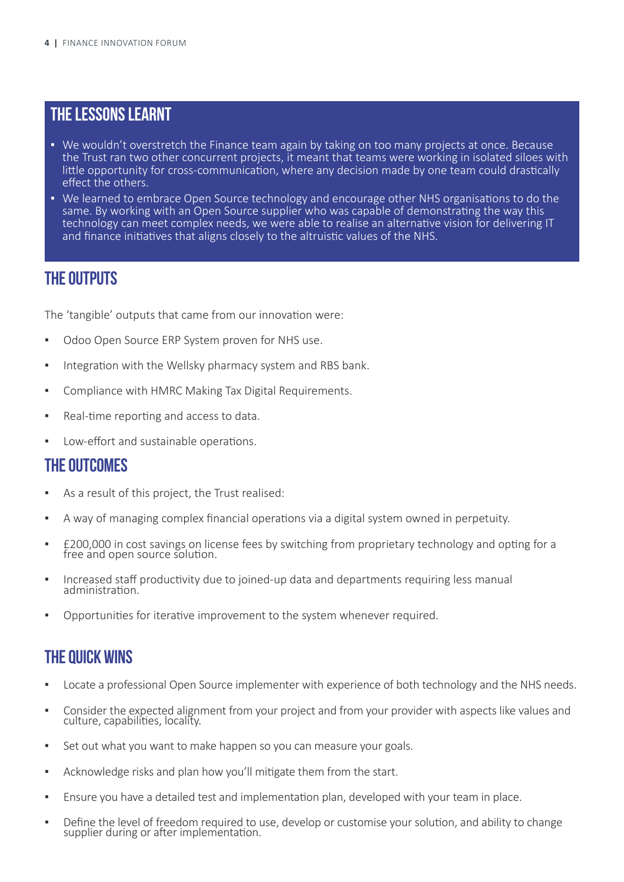## THE LESSONS LEARNT

- We wouldn't overstretch the Finance team again by taking on too many projects at once. Because the Trust ran two other concurrent projects, it meant that teams were working in isolated siloes with little opportunity for cross-communication, where any decision made by one team could drastically effect the others.
- We learned to embrace Open Source technology and encourage other NHS organisations to do the same. By working with an Open Source supplier who was capable of demonstrating the way this technology can meet complex needs, we were able to realise an alternative vision for delivering IT and finance initiatives that aligns closely to the altruistic values of the NHS.

## THE OUTPUTS

The 'tangible' outputs that came from our innovation were:

- Odoo Open Source ERP System proven for NHS use.
- Integration with the Wellsky pharmacy system and RBS bank.
- Compliance with HMRC Making Tax Digital Requirements.
- Real-time reporting and access to data.
- Low-effort and sustainable operations.

## THE OUTCOMES

- As a result of this project, the Trust realised:
- A way of managing complex financial operations via a digital system owned in perpetuity.
- £200,000 in cost savings on license fees by switching from proprietary technology and opting for a free and open source solution.
- Increased staff productivity due to joined-up data and departments requiring less manual administration.
- Opportunities for iterative improvement to the system whenever required.

## THE QUICK WINS

- Locate a professional Open Source implementer with experience of both technology and the NHS needs.
- Consider the expected alignment from your project and from your provider with aspects like values and culture, capabilities, locality.
- Set out what you want to make happen so you can measure your goals.
- Acknowledge risks and plan how you'll mitigate them from the start.
- Ensure you have a detailed test and implementation plan, developed with your team in place.
- Define the level of freedom required to use, develop or customise your solution, and ability to change supplier during or after implementation.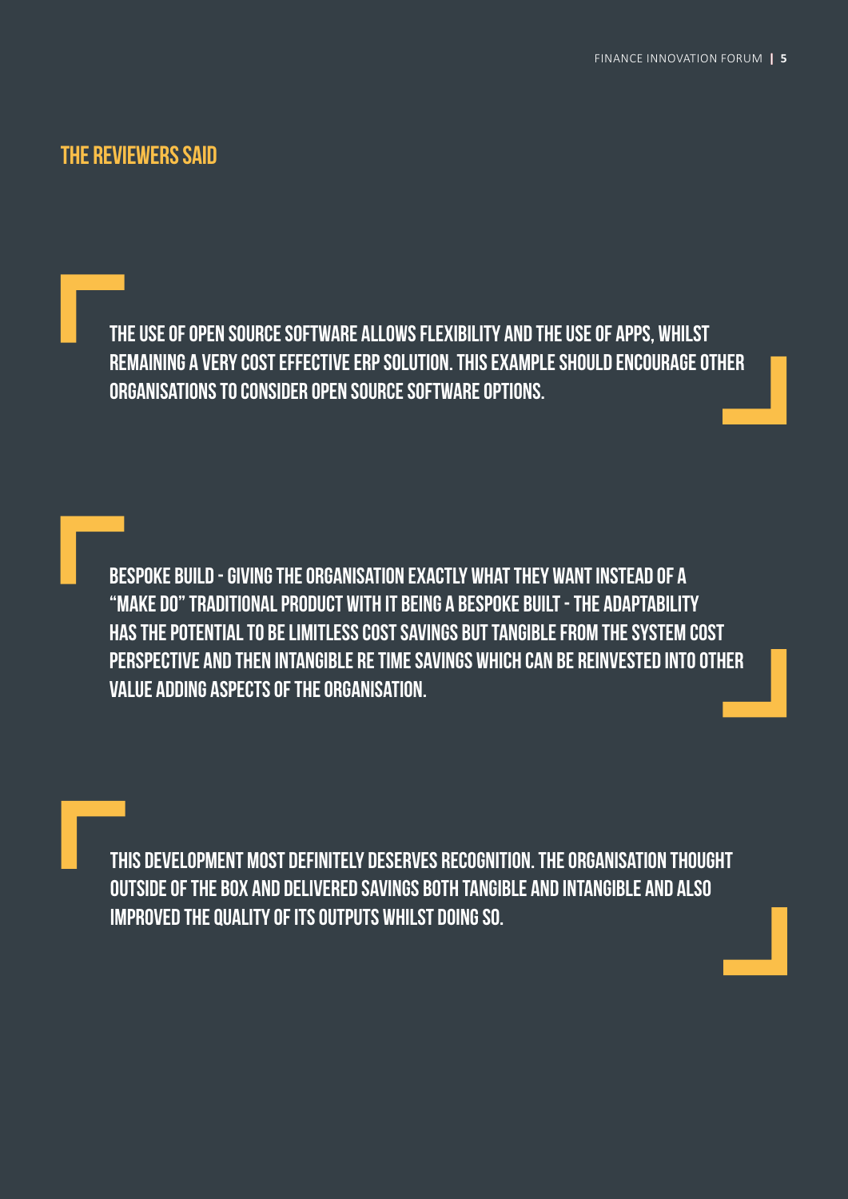## THE REVIEWERS SAID

> THE USE OF OPEN SOURCE SOFTWARE ALLOWS FLEXIBILITY AND THE USE OF APPS, WHILST REMAINING A VERY COST EFFECTIVE ERP SOLUTION. THIS EXAMPLE SHOULD ENCOURAGE OTHER ORGANISATIONS TO CONSIDER OPEN SOURCE SOFTWARE OPTIONS.

> BESPOKE BUILD - GIVING THE ORGANISATION EXACTLY WHAT THEY WANT INSTEAD OF A "MAKE DO" TRADITIONAL PRODUCT WITH IT BEING A BESPOKE BUILT - THE ADAPTABILITY HAS THE POTENTIAL TO BE LIMITLESS COST SAVINGS BUT TANGIBLE FROM THE SYSTEM COST PERSPECTIVE AND THEN INTANGIBLE RE TIME SAVINGS WHICH CAN BE REINVESTED INTO OTHER VALUE ADDING ASPECTS OF THE ORGANISATION.

> THIS DEVELOPMENT MOST DEFINITELY DESERVES RECOGNITION. THE ORGANISATION THOUGHT OUTSIDE OF THE BOX AND DELIVERED SAVINGS BOTH TANGIBLE AND INTANGIBLE AND ALSO IMPROVED THE QUALITY OF ITS OUTPUTS WHILST DOING SO.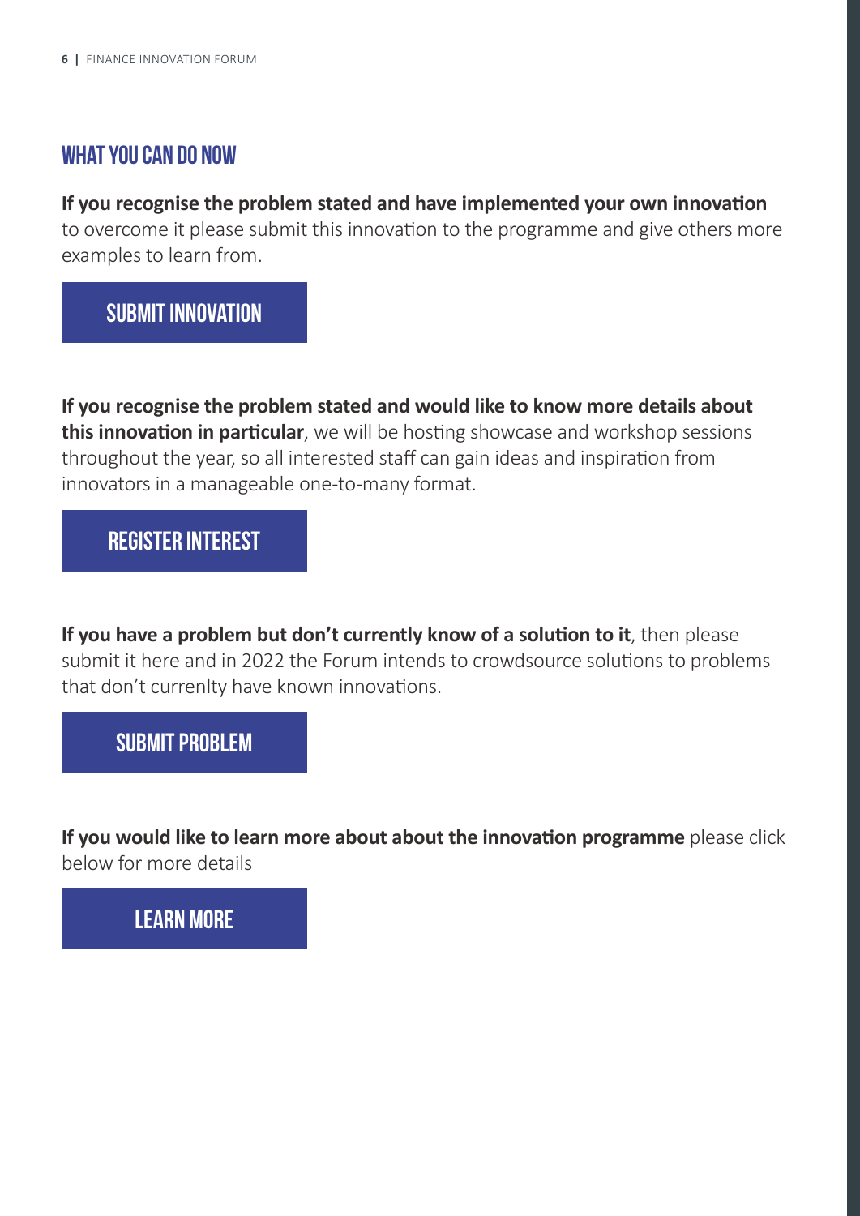## WHAT YOU CAN DO NOW

**If you recognise the problem stated and have implemented your own innovation** to overcome it please submit this innovation to the programme and give others more examples to learn from.

**SUBMIT INNOVATION**

**If you recognise the problem stated and would like to know more details about this innovation in particular**, we will be hosting showcase and workshop sessions throughout the year, so all interested staff can gain ideas and inspiration from innovators in a manageable one-to-many format.

**REGISTER INTEREST**

**If you have a problem but don't currently know of a solution to it**, then please submit it here and in 2022 the Forum intends to crowdsource solutions to problems that don't currenlty have known innovations.

**SUBMIT PROBLEM**

**If you would like to learn more about about the innovation programme** please click below for more details

**LEARN MORE**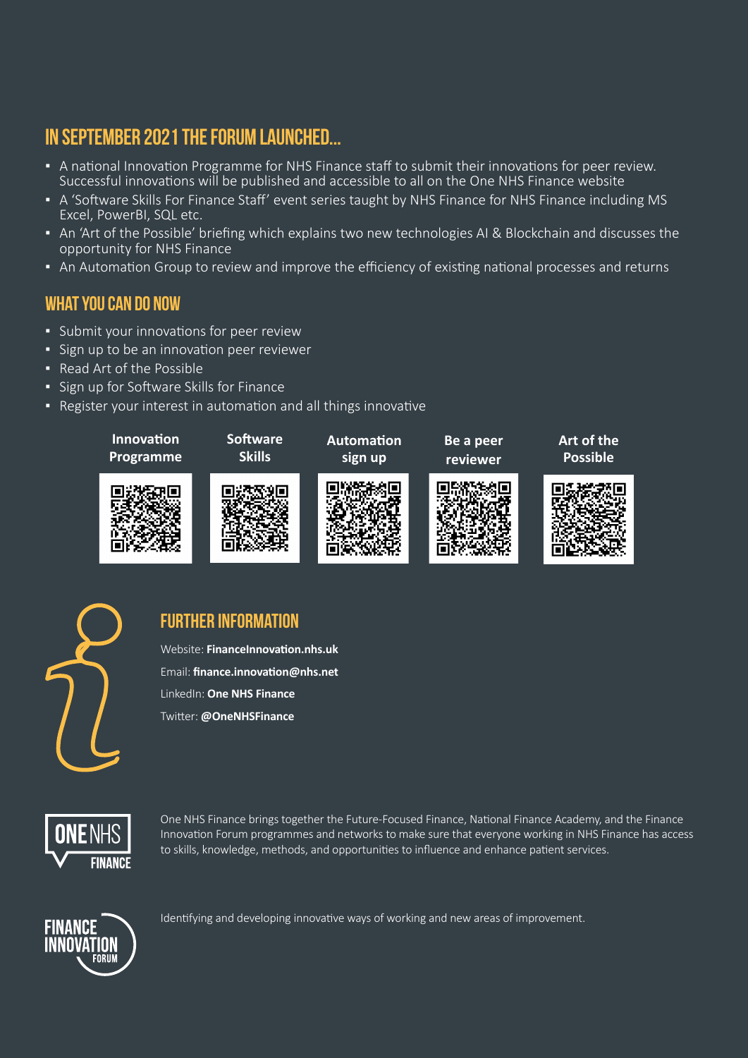## IN SEPTEMBER 2021 THE FORUM LAUNCHED...

- A national Innovation Programme for NHS Finance staff to submit their innovations for peer review. Successful innovations will be published and accessible to all on the One NHS Finance website
- A 'Software Skills For Finance Staff' event series taught by NHS Finance for NHS Finance including MS Excel, PowerBI, SQL etc.
- An 'Art of the Possible' briefing which explains two new technologies AI & Blockchain and discusses the opportunity for NHS Finance
- An Automation Group to review and improve the efficiency of existing national processes and returns

## WHAT YOU CAN DO NOW

- Submit your innovations for peer review
- Sign up to be an innovation peer reviewer
- Read Art of the Possible
- Sign up for Software Skills for Finance
- Register your interest in automation and all things innovative

**Innovation Programme** | **Software Skills** | **Automation sign up** | **Be a peer reviewer** | **Art of the Possible**

## FURTHER INFORMATION

Website: **FinanceInnovation.nhs.uk**

Email: **finance.innovation@nhs.net**

LinkedIn: **One NHS Finance**

Twitter: **@OneNHSFinance**

ONE NHS FINANCE

One NHS Finance brings together the Future-Focused Finance, National Finance Academy, and the Finance Innovation Forum programmes and networks to make sure that everyone working in NHS Finance has access to skills, knowledge, methods, and opportunities to influence and enhance patient services.

FINANCE INNOVATION FORUM

Identifying and developing innovative ways of working and new areas of improvement.